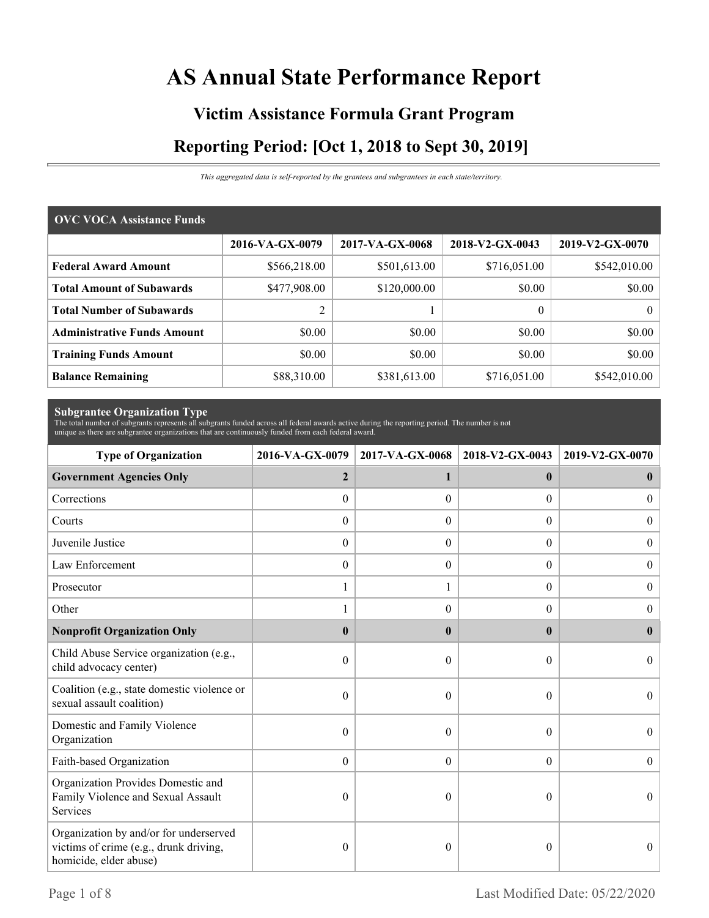# AS Annual State Performance Report

## Victim Assistance Formula Grant Program

## Reporting Period: [Oct 1, 2018 to Sept 30, 2019]

*This aggregated data is self-reported by the grantees and subgrantees in each state/territory.*

| OVC VOCA Assistance Funds | 2016-VA-GX-0079 | 2017-VA-GX-0068 | 2018-V2-GX-0043 | 2019-V2-GX-0070 |
|---|---|---|---|---|
| **Federal Award Amount** | $566,218.00 | $501,613.00 | $716,051.00 | $542,010.00 |
| **Total Amount of Subawards** | $477,908.00 | $120,000.00 | $0.00 | $0.00 |
| **Total Number of Subawards** | 2 | 1 | 0 | 0 |
| **Administrative Funds Amount** | $0.00 | $0.00 | $0.00 | $0.00 |
| **Training Funds Amount** | $0.00 | $0.00 | $0.00 | $0.00 |
| **Balance Remaining** | $88,310.00 | $381,613.00 | $716,051.00 | $542,010.00 |

**Subgrantee Organization Type**

The total number of subgrants represents all subgrants funded across all federal awards active during the reporting period. The number is not unique as there are subgrantee organizations that are continuously funded from each federal award.

| Type of Organization | 2016-VA-GX-0079 | 2017-VA-GX-0068 | 2018-V2-GX-0043 | 2019-V2-GX-0070 |
|---|---|---|---|---|
| **Government Agencies Only** | **2** | **1** | **0** | **0** |
| Corrections | 0 | 0 | 0 | 0 |
| Courts | 0 | 0 | 0 | 0 |
| Juvenile Justice | 0 | 0 | 0 | 0 |
| Law Enforcement | 0 | 0 | 0 | 0 |
| Prosecutor | 1 | 1 | 0 | 0 |
| Other | 1 | 0 | 0 | 0 |
| **Nonprofit Organization Only** | **0** | **0** | **0** | **0** |
| Child Abuse Service organization (e.g., child advocacy center) | 0 | 0 | 0 | 0 |
| Coalition (e.g., state domestic violence or sexual assault coalition) | 0 | 0 | 0 | 0 |
| Domestic and Family Violence Organization | 0 | 0 | 0 | 0 |
| Faith-based Organization | 0 | 0 | 0 | 0 |
| Organization Provides Domestic and Family Violence and Sexual Assault Services | 0 | 0 | 0 | 0 |
| Organization by and/or for underserved victims of crime (e.g., drunk driving, homicide, elder abuse) | 0 | 0 | 0 | 0 |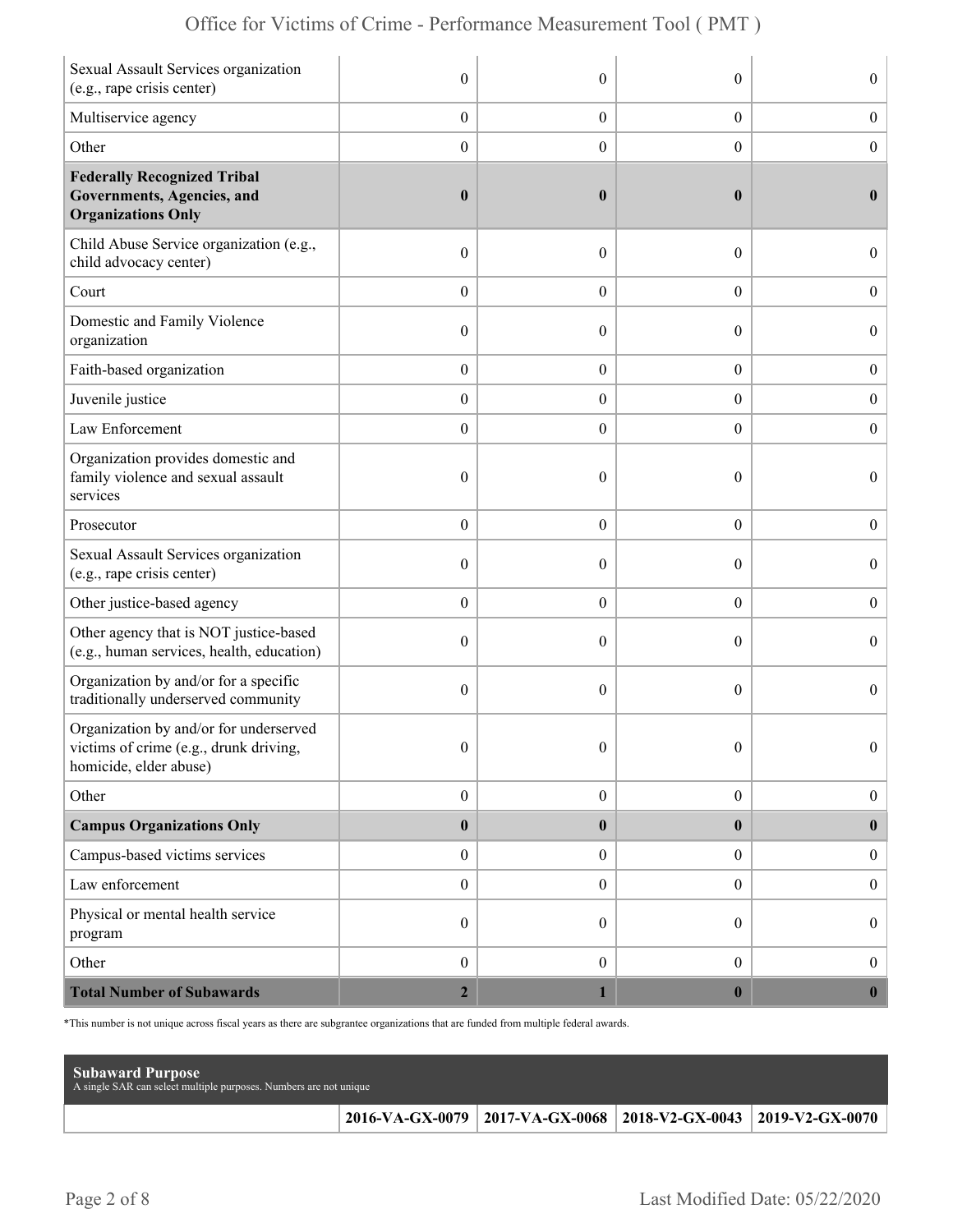| | | | | |
|---|---|---|---|---|
| Sexual Assault Services organization (e.g., rape crisis center) | 0 | 0 | 0 | 0 |
| Multiservice agency | 0 | 0 | 0 | 0 |
| Other | 0 | 0 | 0 | 0 |
| **Federally Recognized Tribal Governments, Agencies, and Organizations Only** | **0** | **0** | **0** | **0** |
| Child Abuse Service organization (e.g., child advocacy center) | 0 | 0 | 0 | 0 |
| Court | 0 | 0 | 0 | 0 |
| Domestic and Family Violence organization | 0 | 0 | 0 | 0 |
| Faith-based organization | 0 | 0 | 0 | 0 |
| Juvenile justice | 0 | 0 | 0 | 0 |
| Law Enforcement | 0 | 0 | 0 | 0 |
| Organization provides domestic and family violence and sexual assault services | 0 | 0 | 0 | 0 |
| Prosecutor | 0 | 0 | 0 | 0 |
| Sexual Assault Services organization (e.g., rape crisis center) | 0 | 0 | 0 | 0 |
| Other justice-based agency | 0 | 0 | 0 | 0 |
| Other agency that is NOT justice-based (e.g., human services, health, education) | 0 | 0 | 0 | 0 |
| Organization by and/or for a specific traditionally underserved community | 0 | 0 | 0 | 0 |
| Organization by and/or for underserved victims of crime (e.g., drunk driving, homicide, elder abuse) | 0 | 0 | 0 | 0 |
| Other | 0 | 0 | 0 | 0 |
| **Campus Organizations Only** | **0** | **0** | **0** | **0** |
| Campus-based victims services | 0 | 0 | 0 | 0 |
| Law enforcement | 0 | 0 | 0 | 0 |
| Physical or mental health service program | 0 | 0 | 0 | 0 |
| Other | 0 | 0 | 0 | 0 |
| **Total Number of Subawards** | **2** | **1** | **0** | **0** |

*This number is not unique across fiscal years as there are subgrantee organizations that are funded from multiple federal awards.

**Subaward Purpose**
A single SAR can select multiple purposes. Numbers are not unique

| | 2016-VA-GX-0079 | 2017-VA-GX-0068 | 2018-V2-GX-0043 | 2019-V2-GX-0070 |
|---|---|---|---|---|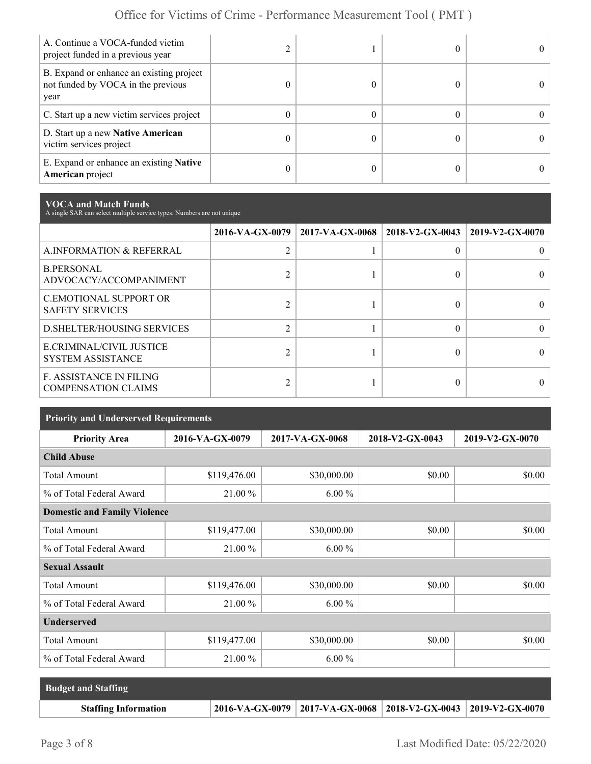| | | | | |
|---|---|---|---|---|
| A. Continue a VOCA-funded victim project funded in a previous year | 2 | 1 | 0 | 0 |
| B. Expand or enhance an existing project not funded by VOCA in the previous year | 0 | 0 | 0 | 0 |
| C. Start up a new victim services project | 0 | 0 | 0 | 0 |
| D. Start up a new **Native American** victim services project | 0 | 0 | 0 | 0 |
| E. Expand or enhance an existing **Native American** project | 0 | 0 | 0 | 0 |

## VOCA and Match Funds

A single SAR can select multiple service types. Numbers are not unique

| | 2016-VA-GX-0079 | 2017-VA-GX-0068 | 2018-V2-GX-0043 | 2019-V2-GX-0070 |
|---|---|---|---|---|
| A.INFORMATION & REFERRAL | 2 | 1 | 0 | 0 |
| B.PERSONAL ADVOCACY/ACCOMPANIMENT | 2 | 1 | 0 | 0 |
| C.EMOTIONAL SUPPORT OR SAFETY SERVICES | 2 | 1 | 0 | 0 |
| D.SHELTER/HOUSING SERVICES | 2 | 1 | 0 | 0 |
| E.CRIMINAL/CIVIL JUSTICE SYSTEM ASSISTANCE | 2 | 1 | 0 | 0 |
| F. ASSISTANCE IN FILING COMPENSATION CLAIMS | 2 | 1 | 0 | 0 |

## Priority and Underserved Requirements

| Priority Area | 2016-VA-GX-0079 | 2017-VA-GX-0068 | 2018-V2-GX-0043 | 2019-V2-GX-0070 |
|---|---|---|---|---|
| **Child Abuse** | | | | |
| Total Amount | $119,476.00 | $30,000.00 | $0.00 | $0.00 |
| % of Total Federal Award | 21.00 % | 6.00 % | | |
| **Domestic and Family Violence** | | | | |
| Total Amount | $119,477.00 | $30,000.00 | $0.00 | $0.00 |
| % of Total Federal Award | 21.00 % | 6.00 % | | |
| **Sexual Assault** | | | | |
| Total Amount | $119,476.00 | $30,000.00 | $0.00 | $0.00 |
| % of Total Federal Award | 21.00 % | 6.00 % | | |
| **Underserved** | | | | |
| Total Amount | $119,477.00 | $30,000.00 | $0.00 | $0.00 |
| % of Total Federal Award | 21.00 % | 6.00 % | | |

## Budget and Staffing

| Staffing Information | 2016-VA-GX-0079 | 2017-VA-GX-0068 | 2018-V2-GX-0043 | 2019-V2-GX-0070 |
|---|---|---|---|---|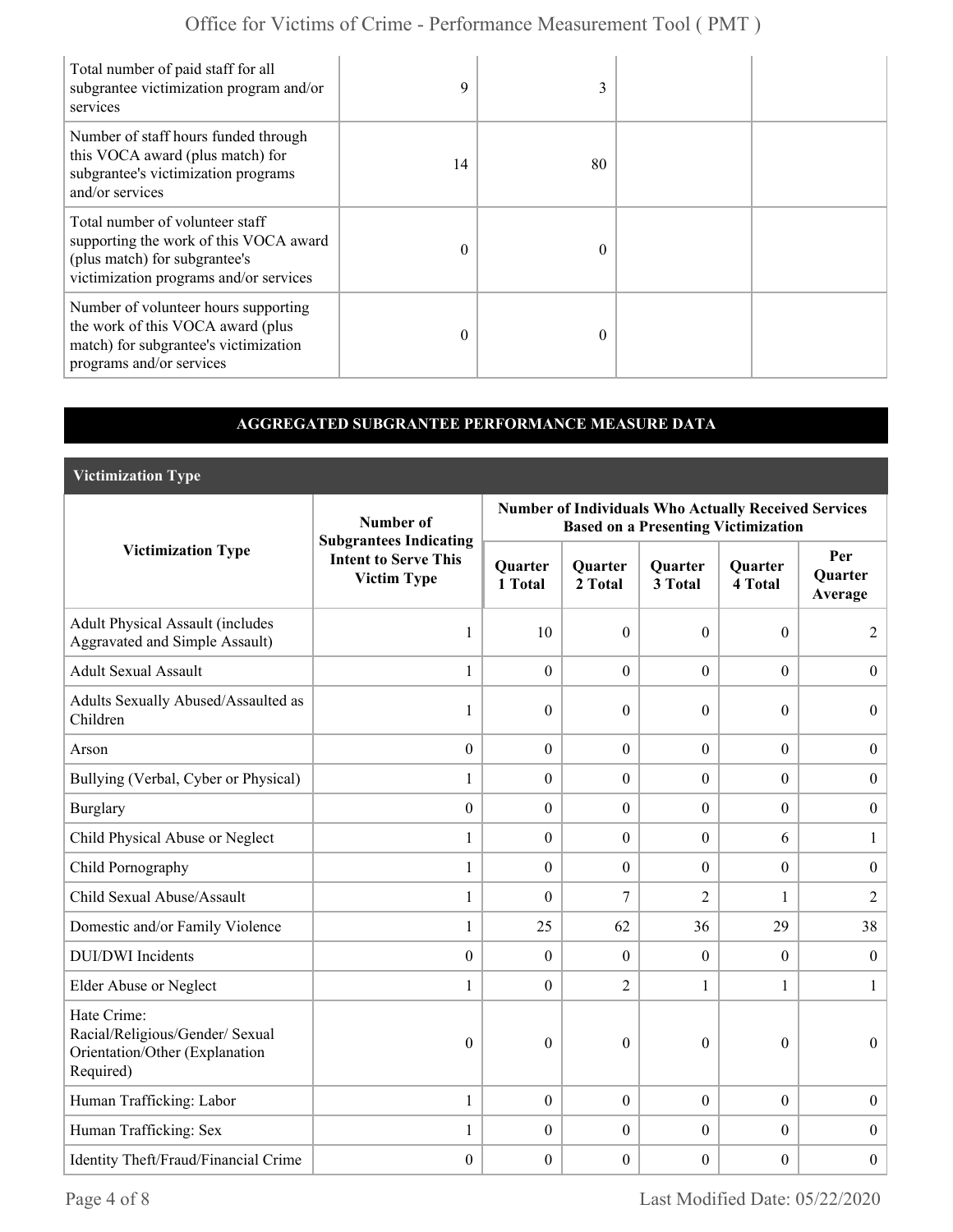| | | | | |
|---|---|---|---|---|
| Total number of paid staff for all subgrantee victimization program and/or services | 9 | 3 | | |
| Number of staff hours funded through this VOCA award (plus match) for subgrantee's victimization programs and/or services | 14 | 80 | | |
| Total number of volunteer staff supporting the work of this VOCA award (plus match) for subgrantee's victimization programs and/or services | 0 | 0 | | |
| Number of volunteer hours supporting the work of this VOCA award (plus match) for subgrantee's victimization programs and/or services | 0 | 0 | | |

## AGGREGATED SUBGRANTEE PERFORMANCE MEASURE DATA

### Victimization Type

| Victimization Type | Number of Subgrantees Indicating Intent to Serve This Victim Type | Number of Individuals Who Actually Received Services Based on a Presenting Victimization | | | | |
|---|---|---|---|---|---|---|
| | | Quarter 1 Total | Quarter 2 Total | Quarter 3 Total | Quarter 4 Total | Per Quarter Average |
| Adult Physical Assault (includes Aggravated and Simple Assault) | 1 | 10 | 0 | 0 | 0 | 2 |
| Adult Sexual Assault | 1 | 0 | 0 | 0 | 0 | 0 |
| Adults Sexually Abused/Assaulted as Children | 1 | 0 | 0 | 0 | 0 | 0 |
| Arson | 0 | 0 | 0 | 0 | 0 | 0 |
| Bullying (Verbal, Cyber or Physical) | 1 | 0 | 0 | 0 | 0 | 0 |
| Burglary | 0 | 0 | 0 | 0 | 0 | 0 |
| Child Physical Abuse or Neglect | 1 | 0 | 0 | 0 | 6 | 1 |
| Child Pornography | 1 | 0 | 0 | 0 | 0 | 0 |
| Child Sexual Abuse/Assault | 1 | 0 | 7 | 2 | 1 | 2 |
| Domestic and/or Family Violence | 1 | 25 | 62 | 36 | 29 | 38 |
| DUI/DWI Incidents | 0 | 0 | 0 | 0 | 0 | 0 |
| Elder Abuse or Neglect | 1 | 0 | 2 | 1 | 1 | 1 |
| Hate Crime: Racial/Religious/Gender/ Sexual Orientation/Other (Explanation Required) | 0 | 0 | 0 | 0 | 0 | 0 |
| Human Trafficking: Labor | 1 | 0 | 0 | 0 | 0 | 0 |
| Human Trafficking: Sex | 1 | 0 | 0 | 0 | 0 | 0 |
| Identity Theft/Fraud/Financial Crime | 0 | 0 | 0 | 0 | 0 | 0 |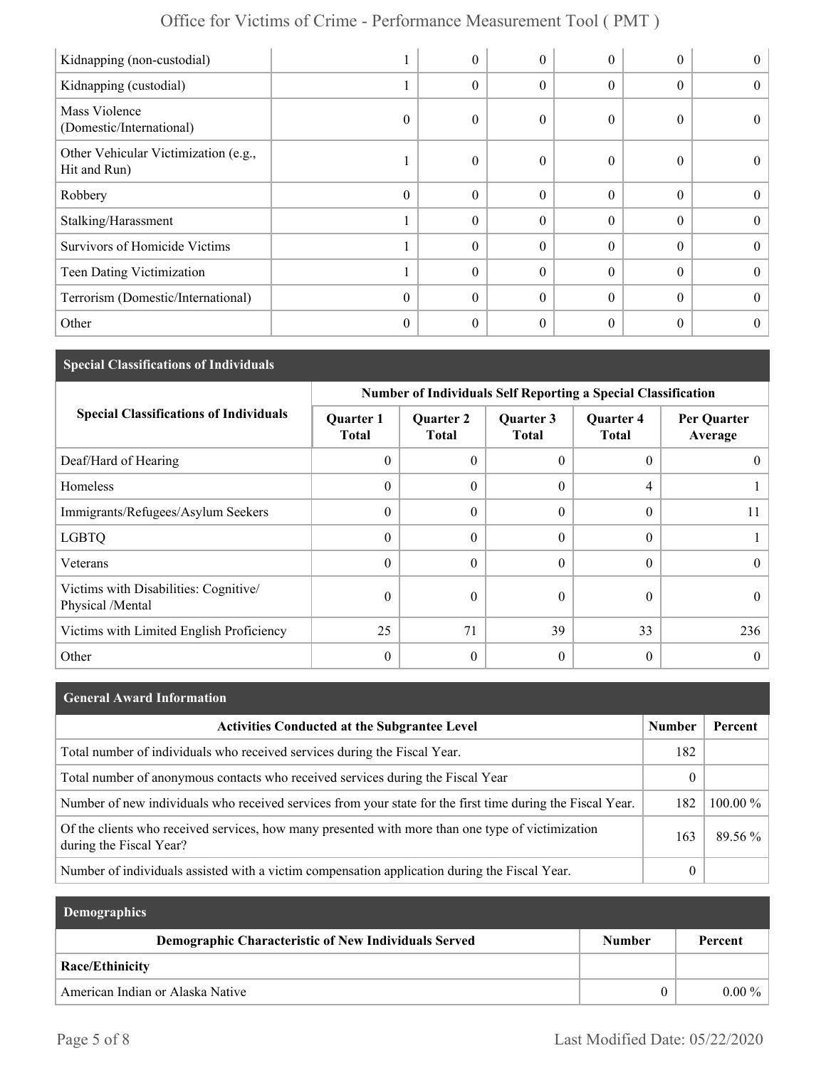| Kidnapping (non-custodial) | 1 | 0 | 0 | 0 | 0 | 0 |
|---|---|---|---|---|---|---|
| Kidnapping (custodial) | 1 | 0 | 0 | 0 | 0 | 0 |
| Mass Violence (Domestic/International) | 0 | 0 | 0 | 0 | 0 | 0 |
| Other Vehicular Victimization (e.g., Hit and Run) | 1 | 0 | 0 | 0 | 0 | 0 |
| Robbery | 0 | 0 | 0 | 0 | 0 | 0 |
| Stalking/Harassment | 1 | 0 | 0 | 0 | 0 | 0 |
| Survivors of Homicide Victims | 1 | 0 | 0 | 0 | 0 | 0 |
| Teen Dating Victimization | 1 | 0 | 0 | 0 | 0 | 0 |
| Terrorism (Domestic/International) | 0 | 0 | 0 | 0 | 0 | 0 |
| Other | 0 | 0 | 0 | 0 | 0 | 0 |

## Special Classifications of Individuals

| Special Classifications of Individuals | Number of Individuals Self Reporting a Special Classification | | | | |
|---|---|---|---|---|---|
| | Quarter 1 Total | Quarter 2 Total | Quarter 3 Total | Quarter 4 Total | Per Quarter Average |
| Deaf/Hard of Hearing | 0 | 0 | 0 | 0 | 0 |
| Homeless | 0 | 0 | 0 | 4 | 1 |
| Immigrants/Refugees/Asylum Seekers | 0 | 0 | 0 | 0 | 11 |
| LGBTQ | 0 | 0 | 0 | 0 | 1 |
| Veterans | 0 | 0 | 0 | 0 | 0 |
| Victims with Disabilities: Cognitive/ Physical /Mental | 0 | 0 | 0 | 0 | 0 |
| Victims with Limited English Proficiency | 25 | 71 | 39 | 33 | 236 |
| Other | 0 | 0 | 0 | 0 | 0 |

## General Award Information

| Activities Conducted at the Subgrantee Level | Number | Percent |
|---|---|---|
| Total number of individuals who received services during the Fiscal Year. | 182 | |
| Total number of anonymous contacts who received services during the Fiscal Year | 0 | |
| Number of new individuals who received services from your state for the first time during the Fiscal Year. | 182 | 100.00 % |
| Of the clients who received services, how many presented with more than one type of victimization during the Fiscal Year? | 163 | 89.56 % |
| Number of individuals assisted with a victim compensation application during the Fiscal Year. | 0 | |

## Demographics

| Demographic Characteristic of New Individuals Served | Number | Percent |
|---|---|---|
| **Race/Ethinicity** | | |
| American Indian or Alaska Native | 0 | 0.00 % |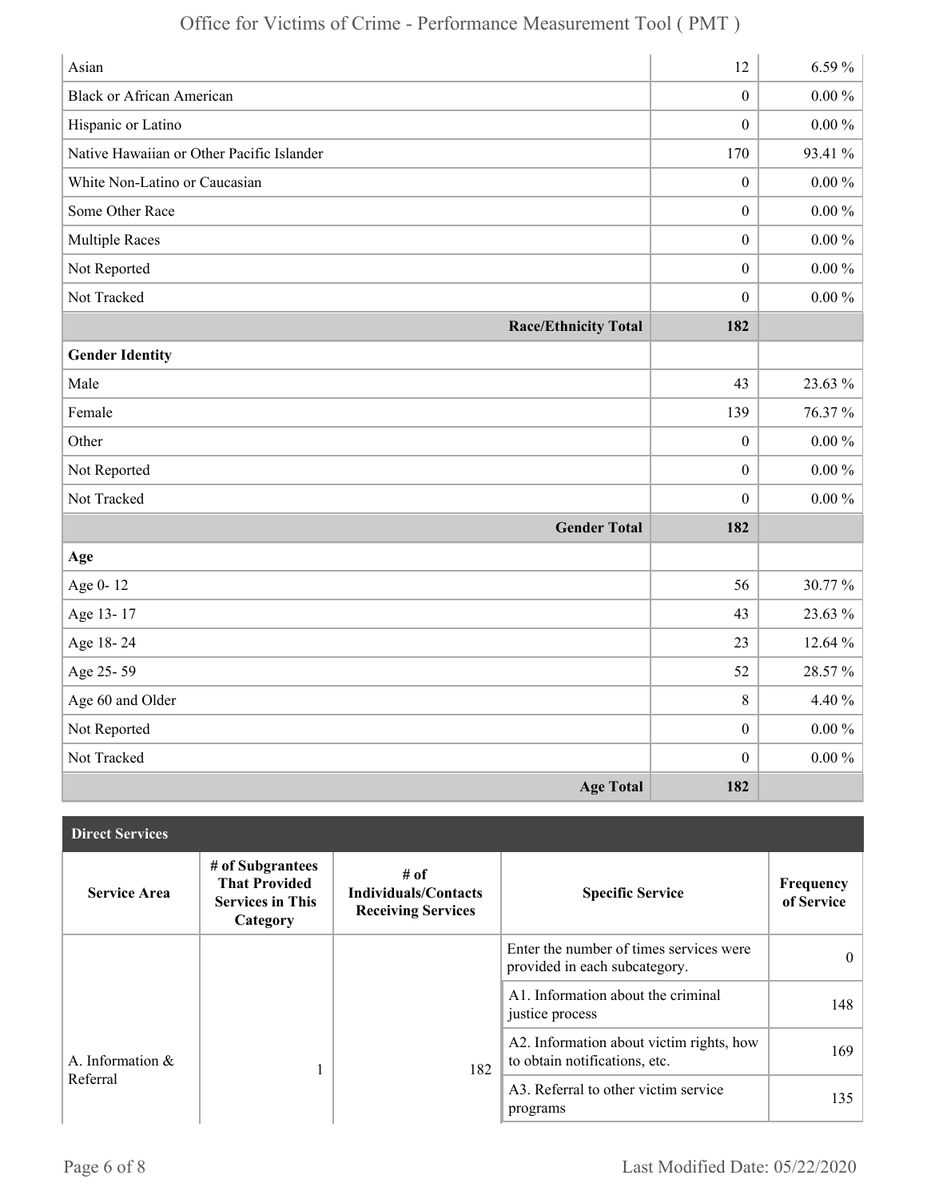| | | |
|---|---|---|
| Asian | 12 | 6.59 % |
| Black or African American | 0 | 0.00 % |
| Hispanic or Latino | 0 | 0.00 % |
| Native Hawaiian or Other Pacific Islander | 170 | 93.41 % |
| White Non-Latino or Caucasian | 0 | 0.00 % |
| Some Other Race | 0 | 0.00 % |
| Multiple Races | 0 | 0.00 % |
| Not Reported | 0 | 0.00 % |
| Not Tracked | 0 | 0.00 % |
| **Race/Ethnicity Total** | **182** | |
| **Gender Identity** | | |
| Male | 43 | 23.63 % |
| Female | 139 | 76.37 % |
| Other | 0 | 0.00 % |
| Not Reported | 0 | 0.00 % |
| Not Tracked | 0 | 0.00 % |
| **Gender Total** | **182** | |
| **Age** | | |
| Age 0- 12 | 56 | 30.77 % |
| Age 13- 17 | 43 | 23.63 % |
| Age 18- 24 | 23 | 12.64 % |
| Age 25- 59 | 52 | 28.57 % |
| Age 60 and Older | 8 | 4.40 % |
| Not Reported | 0 | 0.00 % |
| Not Tracked | 0 | 0.00 % |
| **Age Total** | **182** | |

**Direct Services**

| Service Area | # of Subgrantees That Provided Services in This Category | # of Individuals/Contacts Receiving Services | Specific Service | Frequency of Service |
|---|---|---|---|---|
| A. Information & Referral | 1 | 182 | Enter the number of times services were provided in each subcategory. | 0 |
| | | | A1. Information about the criminal justice process | 148 |
| | | | A2. Information about victim rights, how to obtain notifications, etc. | 169 |
| | | | A3. Referral to other victim service programs | 135 |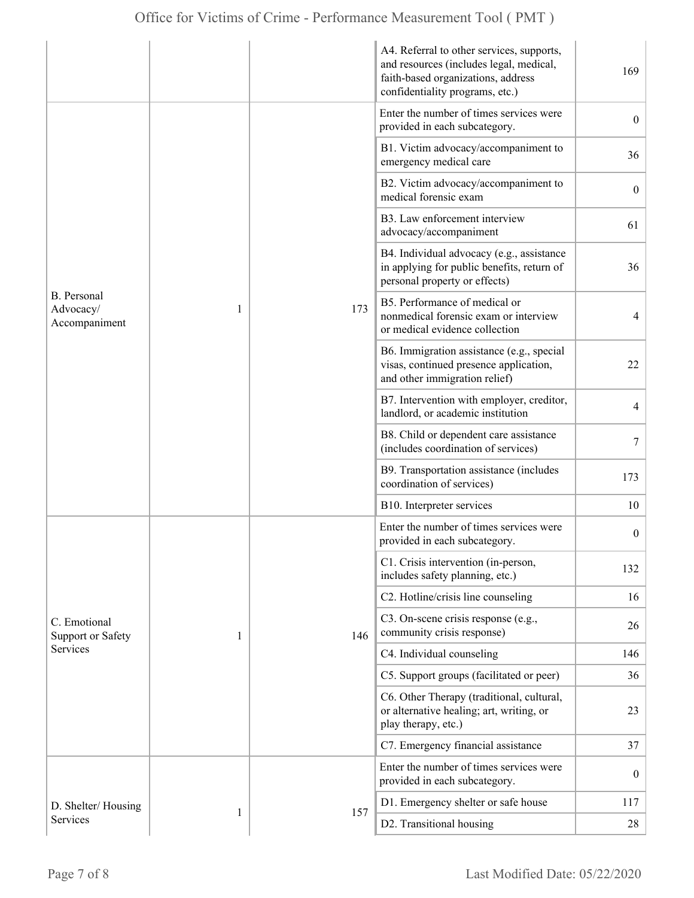| | | | | |
|---|---|---|---|---|
| | | | A4. Referral to other services, supports, and resources (includes legal, medical, faith-based organizations, address confidentiality programs, etc.) | 169 |
| B. Personal Advocacy/ Accompaniment | 1 | 173 | Enter the number of times services were provided in each subcategory. | 0 |
| | | | B1. Victim advocacy/accompaniment to emergency medical care | 36 |
| | | | B2. Victim advocacy/accompaniment to medical forensic exam | 0 |
| | | | B3. Law enforcement interview advocacy/accompaniment | 61 |
| | | | B4. Individual advocacy (e.g., assistance in applying for public benefits, return of personal property or effects) | 36 |
| | | | B5. Performance of medical or nonmedical forensic exam or interview or medical evidence collection | 4 |
| | | | B6. Immigration assistance (e.g., special visas, continued presence application, and other immigration relief) | 22 |
| | | | B7. Intervention with employer, creditor, landlord, or academic institution | 4 |
| | | | B8. Child or dependent care assistance (includes coordination of services) | 7 |
| | | | B9. Transportation assistance (includes coordination of services) | 173 |
| | | | B10. Interpreter services | 10 |
| C. Emotional Support or Safety Services | 1 | 146 | Enter the number of times services were provided in each subcategory. | 0 |
| | | | C1. Crisis intervention (in-person, includes safety planning, etc.) | 132 |
| | | | C2. Hotline/crisis line counseling | 16 |
| | | | C3. On-scene crisis response (e.g., community crisis response) | 26 |
| | | | C4. Individual counseling | 146 |
| | | | C5. Support groups (facilitated or peer) | 36 |
| | | | C6. Other Therapy (traditional, cultural, or alternative healing; art, writing, or play therapy, etc.) | 23 |
| | | | C7. Emergency financial assistance | 37 |
| D. Shelter/ Housing Services | 1 | 157 | Enter the number of times services were provided in each subcategory. | 0 |
| | | | D1. Emergency shelter or safe house | 117 |
| | | | D2. Transitional housing | 28 |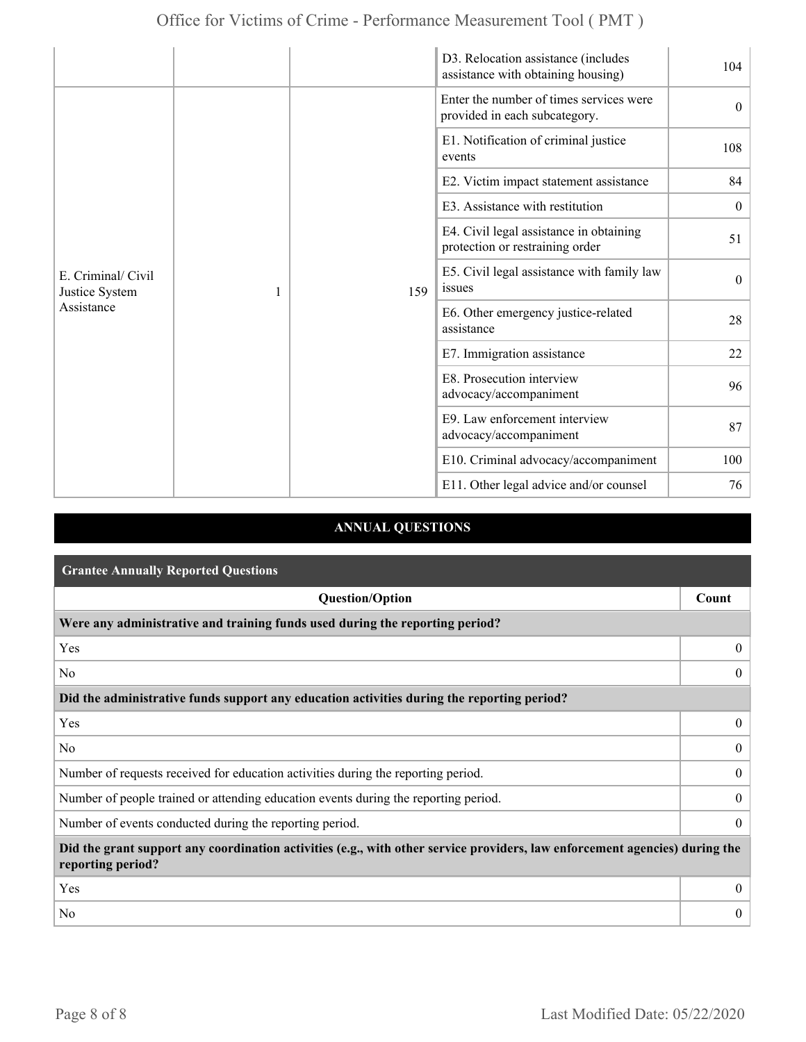| | | | | |
|---|---|---|---|---|
| | | | D3. Relocation assistance (includes assistance with obtaining housing) | 104 |
| E. Criminal/ Civil Justice System Assistance | 1 | 159 | Enter the number of times services were provided in each subcategory. | 0 |
| | | | E1. Notification of criminal justice events | 108 |
| | | | E2. Victim impact statement assistance | 84 |
| | | | E3. Assistance with restitution | 0 |
| | | | E4. Civil legal assistance in obtaining protection or restraining order | 51 |
| | | | E5. Civil legal assistance with family law issues | 0 |
| | | | E6. Other emergency justice-related assistance | 28 |
| | | | E7. Immigration assistance | 22 |
| | | | E8. Prosecution interview advocacy/accompaniment | 96 |
| | | | E9. Law enforcement interview advocacy/accompaniment | 87 |
| | | | E10. Criminal advocacy/accompaniment | 100 |
| | | | E11. Other legal advice and/or counsel | 76 |

## ANNUAL QUESTIONS

### Grantee Annually Reported Questions

| Question/Option | Count |
|---|---|
| **Were any administrative and training funds used during the reporting period?** | |
| Yes | 0 |
| No | 0 |
| **Did the administrative funds support any education activities during the reporting period?** | |
| Yes | 0 |
| No | 0 |
| Number of requests received for education activities during the reporting period. | 0 |
| Number of people trained or attending education events during the reporting period. | 0 |
| Number of events conducted during the reporting period. | 0 |
| **Did the grant support any coordination activities (e.g., with other service providers, law enforcement agencies) during the reporting period?** | |
| Yes | 0 |
| No | 0 |